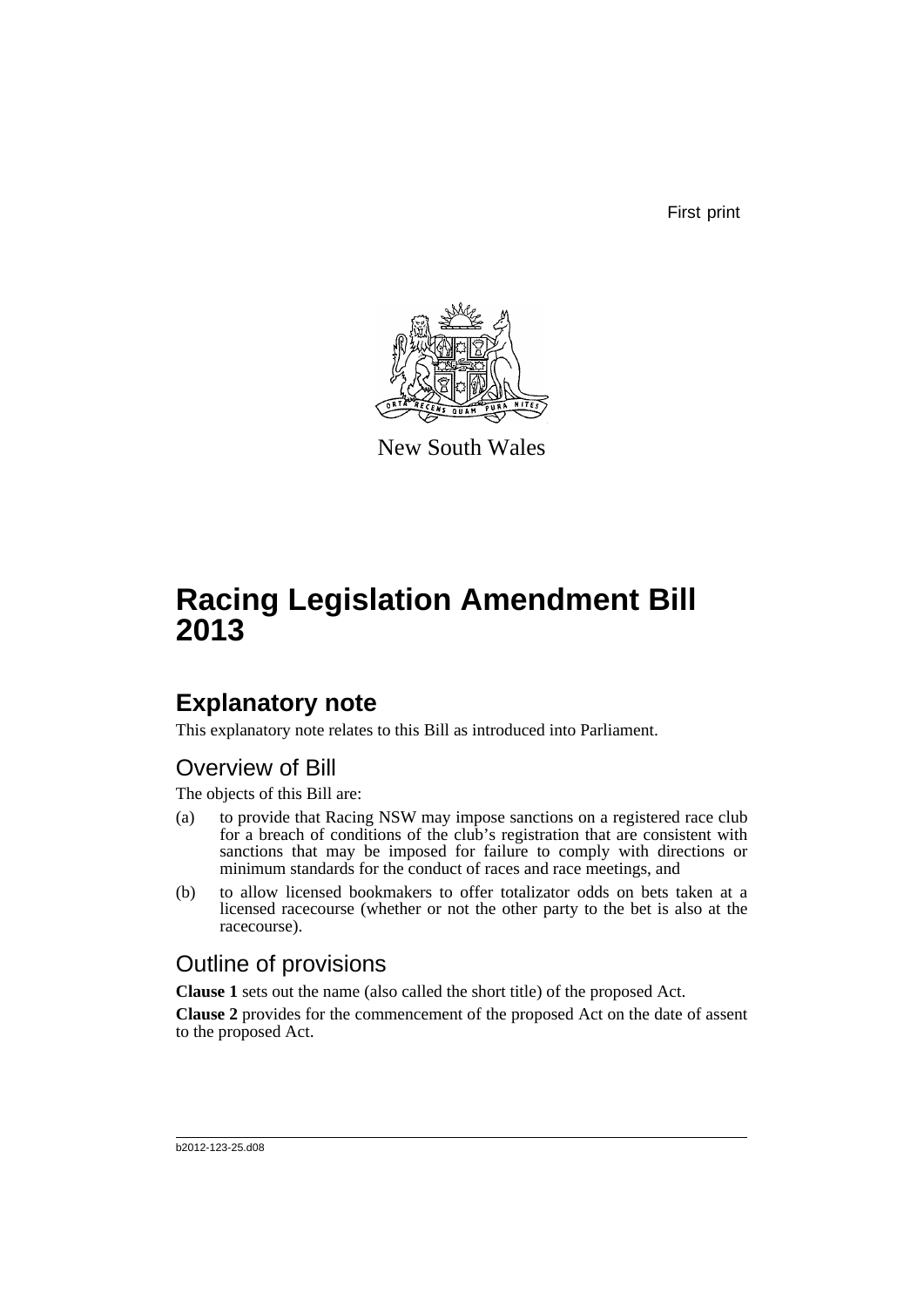First print

New South Wales

# Racing Legislation Amendment Bill 2013

## Explanatory note

This explanatory note relates to this Bill as introduced into Parliament.

### Overview of Bill

The objects of this Bill are:

(a) to provide that Racing NSW may impose sanctions on a registered race club for a breach of conditions of the club's registration that are consistent with sanctions that may be imposed for failure to comply with directions or minimum standards for the conduct of races and race meetings, and

(b) to allow licensed bookmakers to offer totalizator odds on bets taken at a licensed racecourse (whether or not the other party to the bet is also at the racecourse).

### Outline of provisions

**Clause 1** sets out the name (also called the short title) of the proposed Act.

**Clause 2** provides for the commencement of the proposed Act on the date of assent to the proposed Act.

b2012-123-25.d08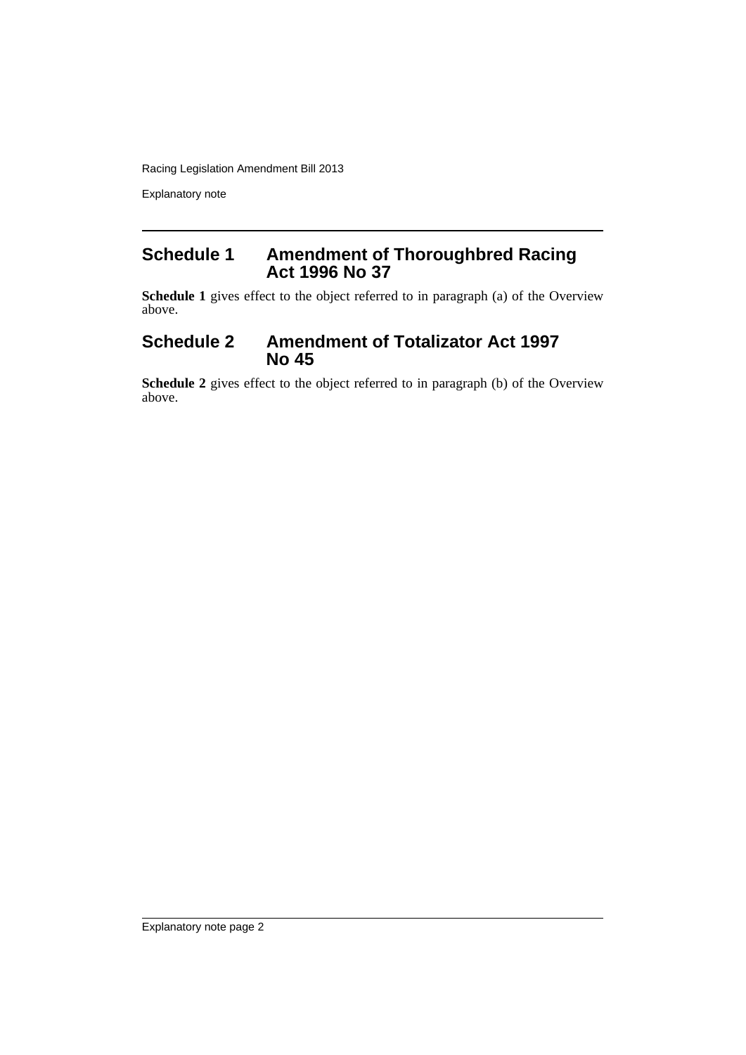## Schedule 1 Amendment of Thoroughbred Racing Act 1996 No 37

**Schedule 1** gives effect to the object referred to in paragraph (a) of the Overview above.

## Schedule 2 Amendment of Totalizator Act 1997 No 45

**Schedule 2** gives effect to the object referred to in paragraph (b) of the Overview above.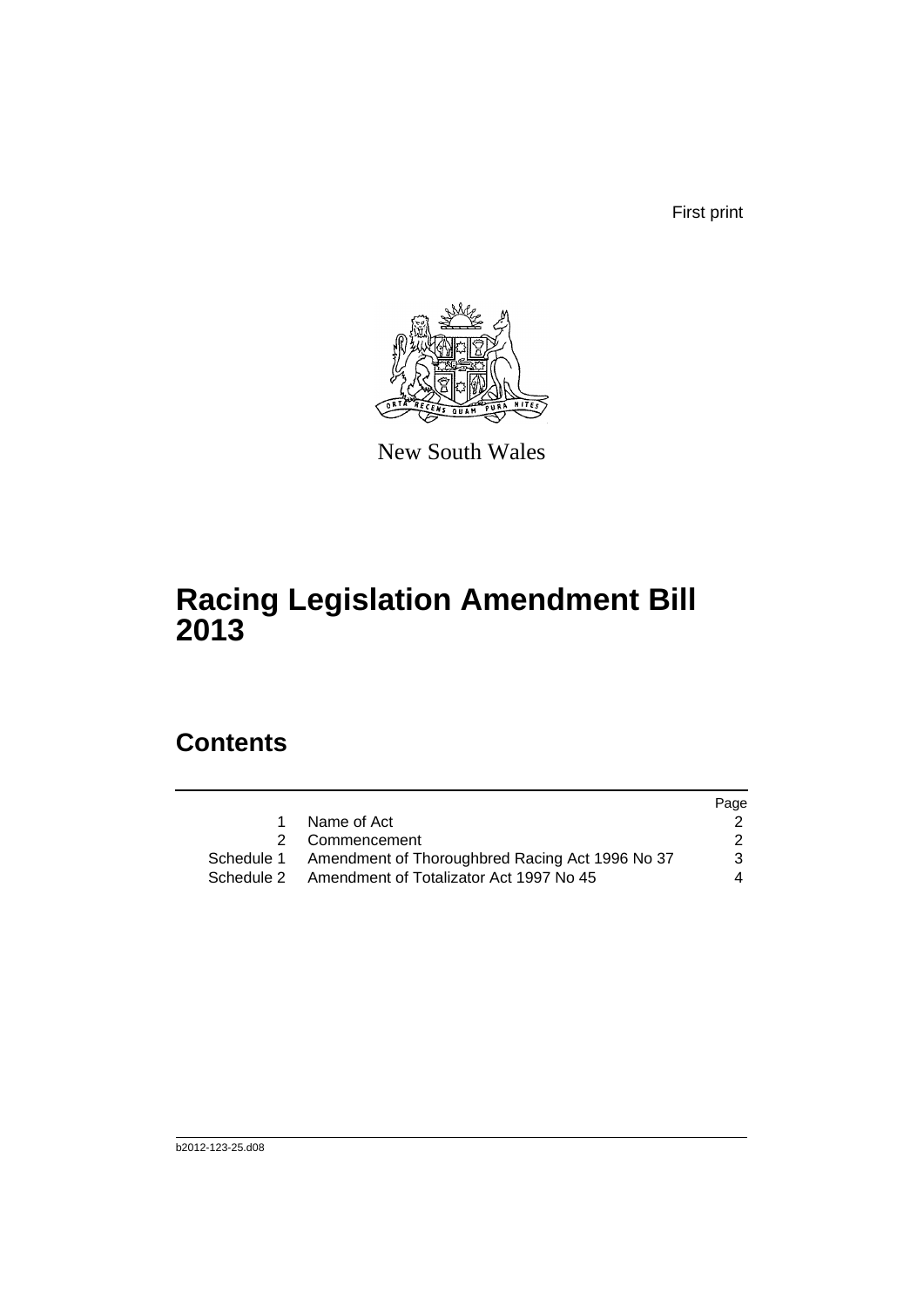First print

New South Wales

# Racing Legislation Amendment Bill 2013

## Contents

| | | Page |
|---|---|---|
| 1 | Name of Act | 2 |
| 2 | Commencement | 2 |
| Schedule 1 | Amendment of Thoroughbred Racing Act 1996 No 37 | 3 |
| Schedule 2 | Amendment of Totalizator Act 1997 No 45 | 4 |

b2012-123-25.d08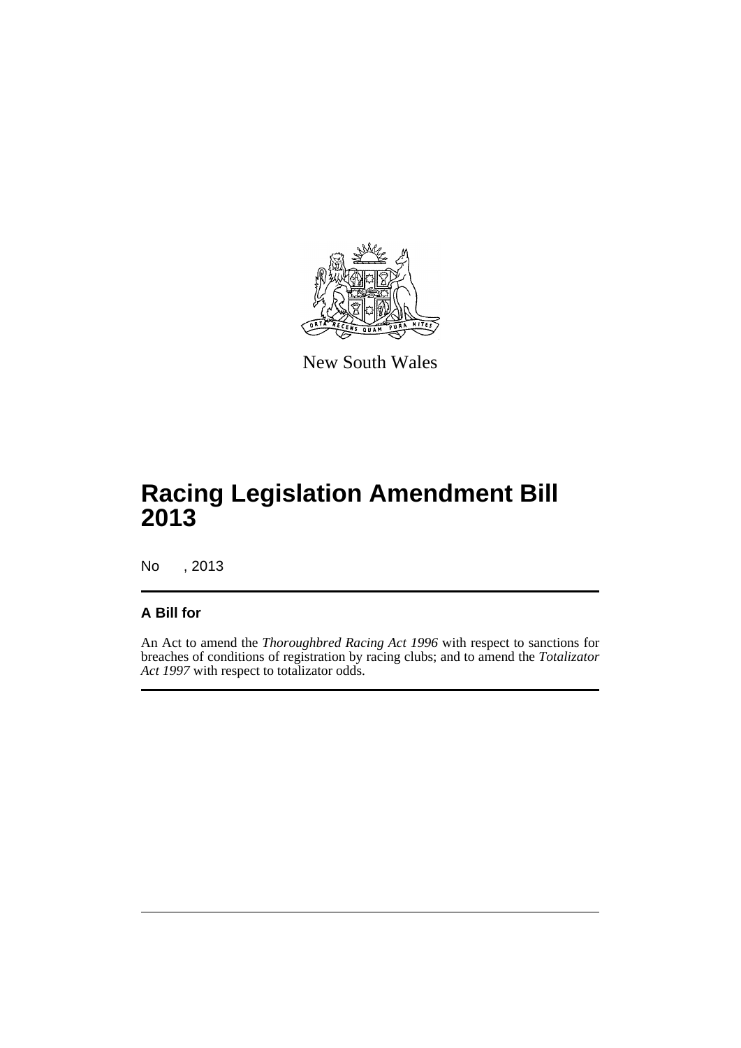New South Wales

# Racing Legislation Amendment Bill 2013

No , 2013

## A Bill for

An Act to amend the *Thoroughbred Racing Act 1996* with respect to sanctions for breaches of conditions of registration by racing clubs; and to amend the *Totalizator Act 1997* with respect to totalizator odds.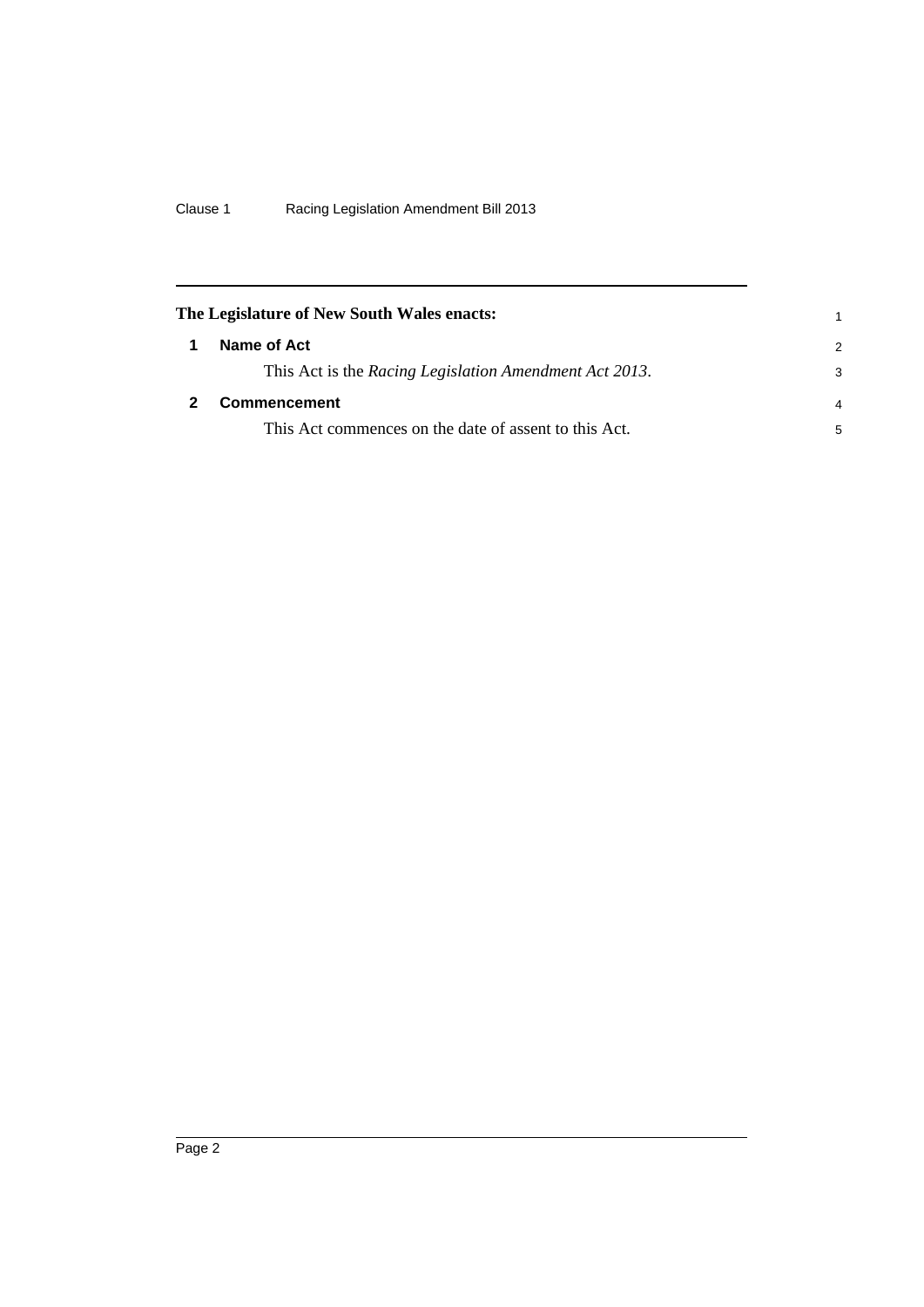**The Legislature of New South Wales enacts:**

## 1 Name of Act

This Act is the *Racing Legislation Amendment Act 2013*.

## 2 Commencement

This Act commences on the date of assent to this Act.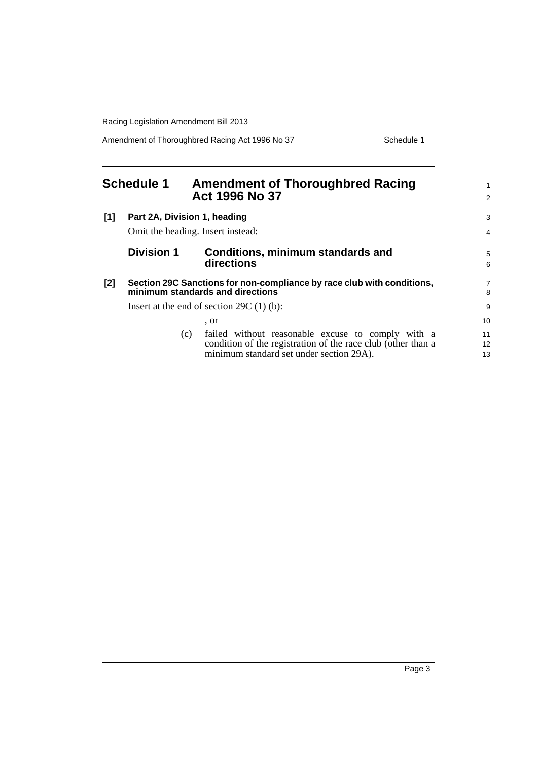# Schedule 1 Amendment of Thoroughbred Racing Act 1996 No 37

**[1] Part 2A, Division 1, heading**

Omit the heading. Insert instead:

## Division 1 Conditions, minimum standards and directions

**[2] Section 29C Sanctions for non-compliance by race club with conditions, minimum standards and directions**

Insert at the end of section 29C (1) (b):

, or

(c) failed without reasonable excuse to comply with a condition of the registration of the race club (other than a minimum standard set under section 29A).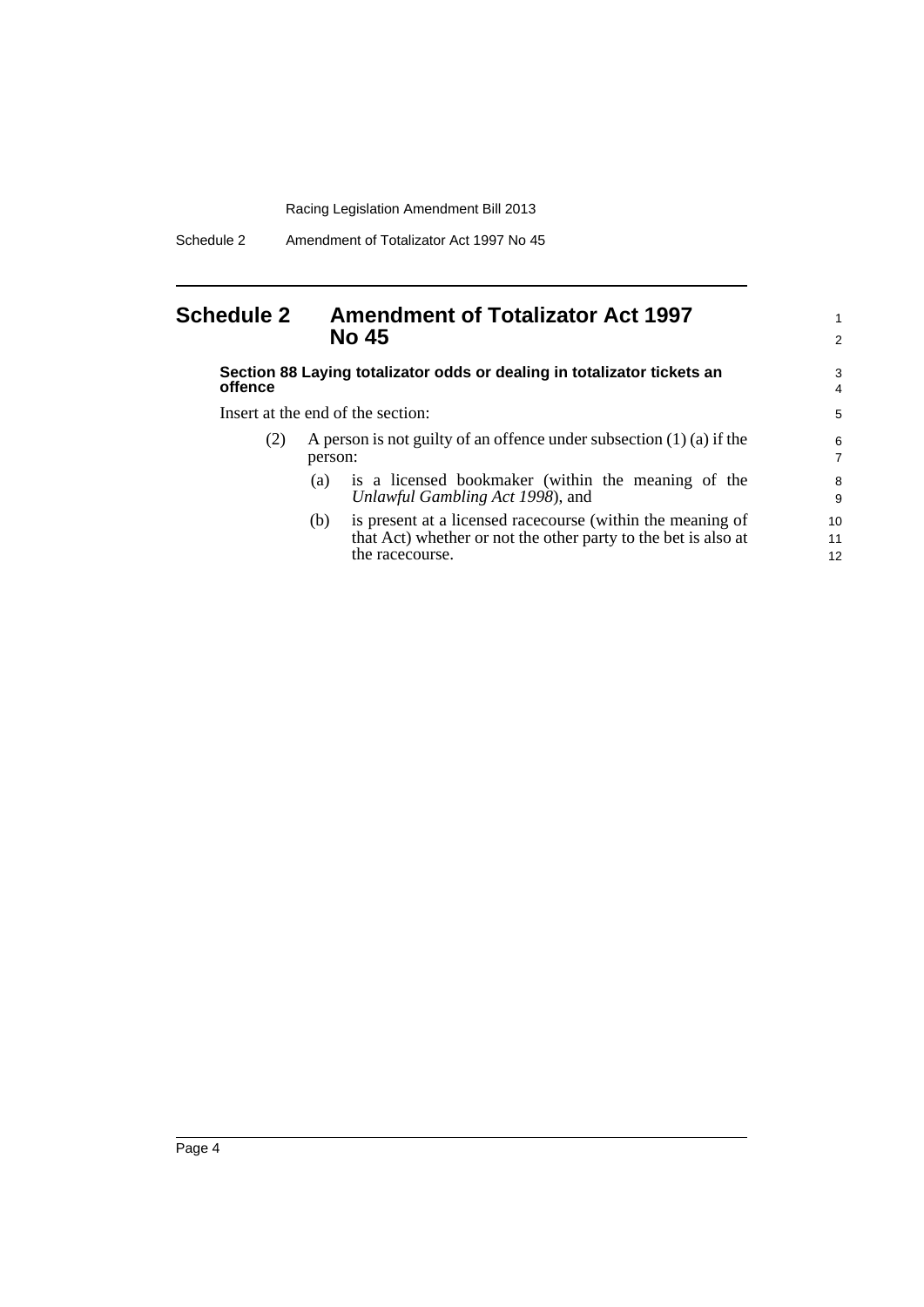## Schedule 2 Amendment of Totalizator Act 1997 No 45

### Section 88 Laying totalizator odds or dealing in totalizator tickets an offence

Insert at the end of the section:

(2) A person is not guilty of an offence under subsection (1) (a) if the person:

(a) is a licensed bookmaker (within the meaning of the *Unlawful Gambling Act 1998*), and

(b) is present at a licensed racecourse (within the meaning of that Act) whether or not the other party to the bet is also at the racecourse.